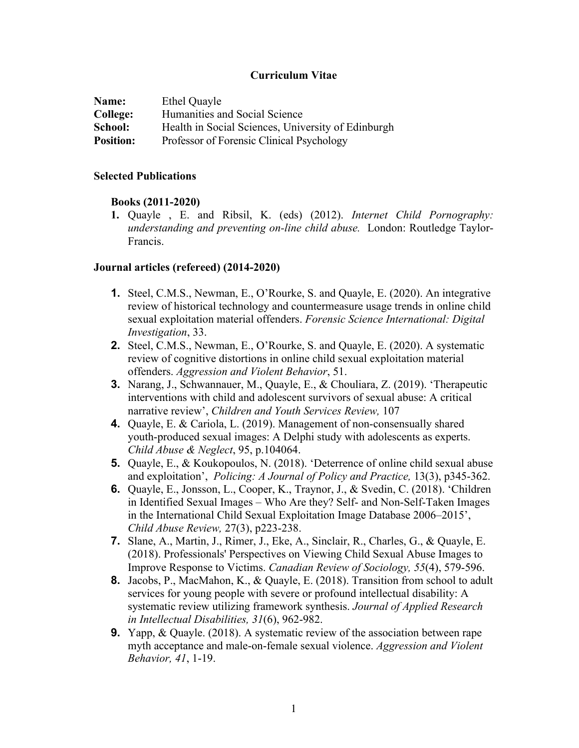# Curriculum Vitae

**Name:** Ethel Quayle
**College:** Humanities and Social Science
**School:** Health in Social Sciences, University of Edinburgh
**Position:** Professor of Forensic Clinical Psychology

## Selected Publications

### Books (2011-2020)

1. Quayle , E. and Ribsil, K. (eds) (2012). *Internet Child Pornography: understanding and preventing on-line child abuse.* London: Routledge Taylor-Francis.

### Journal articles (refereed) (2014-2020)

1. Steel, C.M.S., Newman, E., O'Rourke, S. and Quayle, E. (2020). An integrative review of historical technology and countermeasure usage trends in online child sexual exploitation material offenders. *Forensic Science International: Digital Investigation*, 33.
2. Steel, C.M.S., Newman, E., O'Rourke, S. and Quayle, E. (2020). A systematic review of cognitive distortions in online child sexual exploitation material offenders. *Aggression and Violent Behavior*, 51.
3. Narang, J., Schwannauer, M., Quayle, E., & Chouliara, Z. (2019). 'Therapeutic interventions with child and adolescent survivors of sexual abuse: A critical narrative review', *Children and Youth Services Review,* 107
4. Quayle, E. & Cariola, L. (2019). Management of non-consensually shared youth-produced sexual images: A Delphi study with adolescents as experts. *Child Abuse & Neglect*, 95, p.104064.
5. Quayle, E., & Koukopoulos, N. (2018). 'Deterrence of online child sexual abuse and exploitation', *Policing: A Journal of Policy and Practice,* 13(3), p345-362.
6. Quayle, E., Jonsson, L., Cooper, K., Traynor, J., & Svedin, C. (2018). 'Children in Identified Sexual Images – Who Are they? Self- and Non-Self-Taken Images in the International Child Sexual Exploitation Image Database 2006–2015', *Child Abuse Review,* 27(3), p223-238.
7. Slane, A., Martin, J., Rimer, J., Eke, A., Sinclair, R., Charles, G., & Quayle, E. (2018). Professionals' Perspectives on Viewing Child Sexual Abuse Images to Improve Response to Victims. *Canadian Review of Sociology, 55*(4), 579-596.
8. Jacobs, P., MacMahon, K., & Quayle, E. (2018). Transition from school to adult services for young people with severe or profound intellectual disability: A systematic review utilizing framework synthesis. *Journal of Applied Research in Intellectual Disabilities, 31*(6), 962-982.
9. Yapp, & Quayle. (2018). A systematic review of the association between rape myth acceptance and male-on-female sexual violence. *Aggression and Violent Behavior, 41*, 1-19.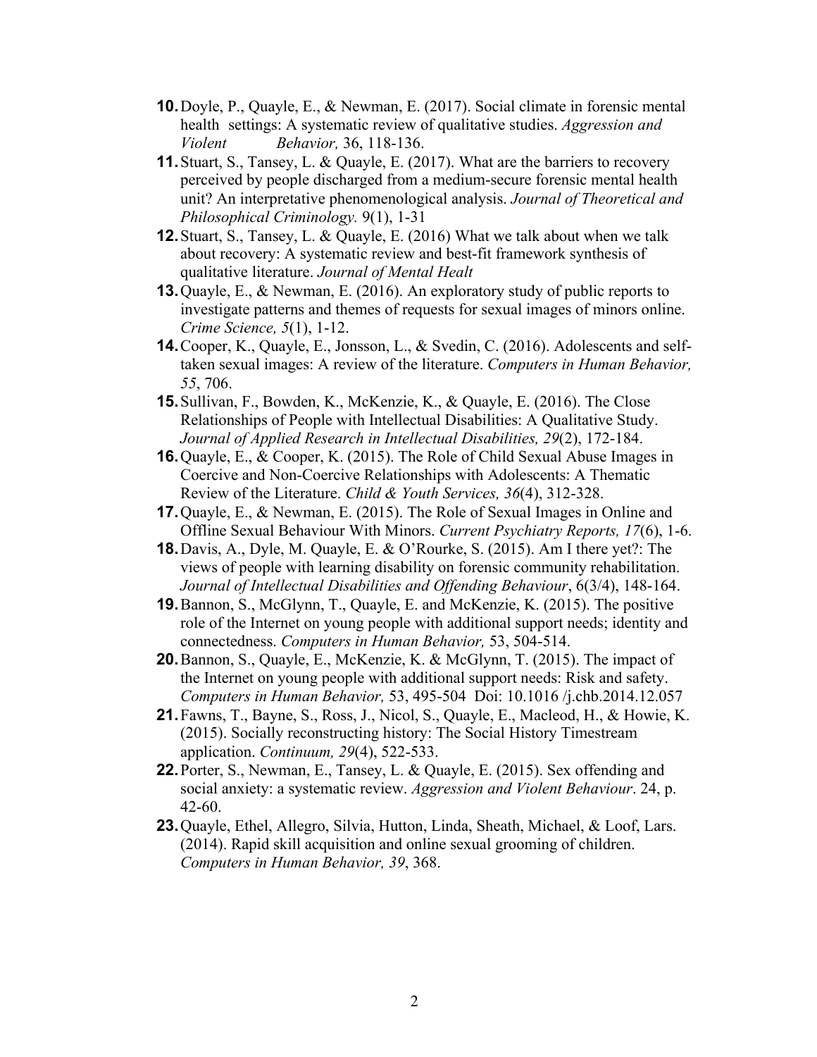10. Doyle, P., Quayle, E., & Newman, E. (2017). Social climate in forensic mental health settings: A systematic review of qualitative studies. *Aggression and Violent Behavior,* 36, 118-136.
11. Stuart, S., Tansey, L. & Quayle, E. (2017). What are the barriers to recovery perceived by people discharged from a medium-secure forensic mental health unit? An interpretative phenomenological analysis. *Journal of Theoretical and Philosophical Criminology.* 9(1), 1-31
12. Stuart, S., Tansey, L. & Quayle, E. (2016) What we talk about when we talk about recovery: A systematic review and best-fit framework synthesis of qualitative literature. *Journal of Mental Healt*
13. Quayle, E., & Newman, E. (2016). An exploratory study of public reports to investigate patterns and themes of requests for sexual images of minors online. *Crime Science, 5*(1), 1-12.
14. Cooper, K., Quayle, E., Jonsson, L., & Svedin, C. (2016). Adolescents and self-taken sexual images: A review of the literature. *Computers in Human Behavior, 55*, 706.
15. Sullivan, F., Bowden, K., McKenzie, K., & Quayle, E. (2016). The Close Relationships of People with Intellectual Disabilities: A Qualitative Study. *Journal of Applied Research in Intellectual Disabilities, 29*(2), 172-184.
16. Quayle, E., & Cooper, K. (2015). The Role of Child Sexual Abuse Images in Coercive and Non-Coercive Relationships with Adolescents: A Thematic Review of the Literature. *Child & Youth Services, 36*(4), 312-328.
17. Quayle, E., & Newman, E. (2015). The Role of Sexual Images in Online and Offline Sexual Behaviour With Minors. *Current Psychiatry Reports, 17*(6), 1-6.
18. Davis, A., Dyle, M. Quayle, E. & O'Rourke, S. (2015). Am I there yet?: The views of people with learning disability on forensic community rehabilitation. *Journal of Intellectual Disabilities and Offending Behaviour*, 6(3/4), 148-164.
19. Bannon, S., McGlynn, T., Quayle, E. and McKenzie, K. (2015). The positive role of the Internet on young people with additional support needs; identity and connectedness. *Computers in Human Behavior,* 53, 504-514.
20. Bannon, S., Quayle, E., McKenzie, K. & McGlynn, T. (2015). The impact of the Internet on young people with additional support needs: Risk and safety. *Computers in Human Behavior,* 53, 495-504 Doi: 10.1016 /j.chb.2014.12.057
21. Fawns, T., Bayne, S., Ross, J., Nicol, S., Quayle, E., Macleod, H., & Howie, K. (2015). Socially reconstructing history: The Social History Timestream application. *Continuum, 29*(4), 522-533.
22. Porter, S., Newman, E., Tansey, L. & Quayle, E. (2015). Sex offending and social anxiety: a systematic review. *Aggression and Violent Behaviour*. 24, p. 42-60.
23. Quayle, Ethel, Allegro, Silvia, Hutton, Linda, Sheath, Michael, & Loof, Lars. (2014). Rapid skill acquisition and online sexual grooming of children. *Computers in Human Behavior, 39*, 368.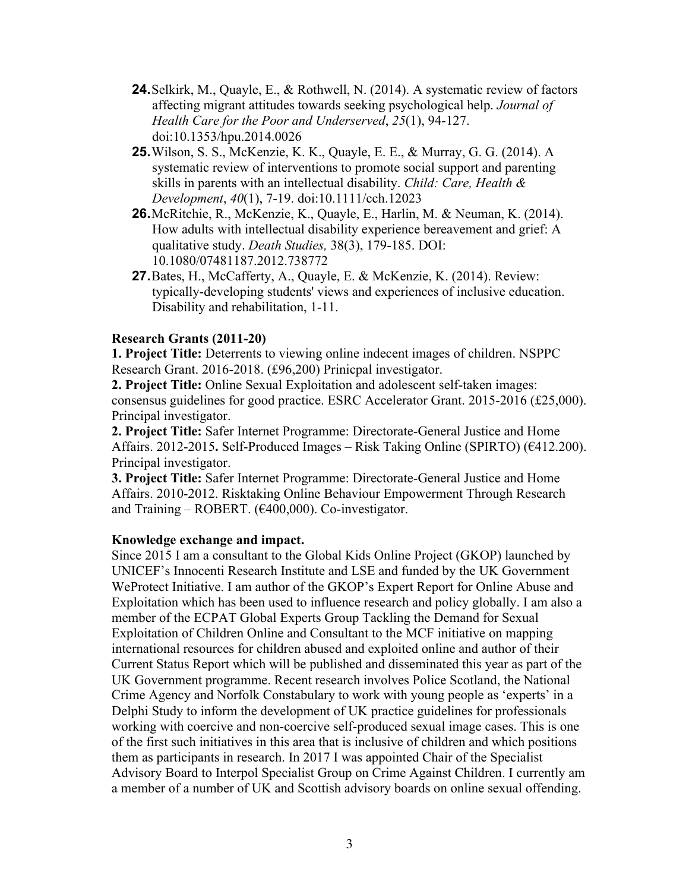24. Selkirk, M., Quayle, E., & Rothwell, N. (2014). A systematic review of factors affecting migrant attitudes towards seeking psychological help. *Journal of Health Care for the Poor and Underserved*, *25*(1), 94-127. doi:10.1353/hpu.2014.0026
25. Wilson, S. S., McKenzie, K. K., Quayle, E. E., & Murray, G. G. (2014). A systematic review of interventions to promote social support and parenting skills in parents with an intellectual disability. *Child: Care, Health & Development*, *40*(1), 7-19. doi:10.1111/cch.12023
26. McRitchie, R., McKenzie, K., Quayle, E., Harlin, M. & Neuman, K. (2014). How adults with intellectual disability experience bereavement and grief: A qualitative study. *Death Studies,* 38(3), 179-185. DOI: 10.1080/07481187.2012.738772
27. Bates, H., McCafferty, A., Quayle, E. & McKenzie, K. (2014). Review: typically-developing students' views and experiences of inclusive education. Disability and rehabilitation, 1-11.

**Research Grants (2011-20)**

**1. Project Title:** Deterrents to viewing online indecent images of children. NSPPC Research Grant. 2016-2018. (£96,200) Prinicpal investigator.

**2. Project Title:** Online Sexual Exploitation and adolescent self-taken images: consensus guidelines for good practice. ESRC Accelerator Grant. 2015-2016 (£25,000). Principal investigator.

**2. Project Title:** Safer Internet Programme: Directorate-General Justice and Home Affairs. 2012-2015**.** Self-Produced Images – Risk Taking Online (SPIRTO) (€412.200). Principal investigator.

**3. Project Title:** Safer Internet Programme: Directorate-General Justice and Home Affairs. 2010-2012. Risktaking Online Behaviour Empowerment Through Research and Training – ROBERT. (€400,000). Co-investigator.

**Knowledge exchange and impact.**

Since 2015 I am a consultant to the Global Kids Online Project (GKOP) launched by UNICEF's Innocenti Research Institute and LSE and funded by the UK Government WeProtect Initiative. I am author of the GKOP's Expert Report for Online Abuse and Exploitation which has been used to influence research and policy globally. I am also a member of the ECPAT Global Experts Group Tackling the Demand for Sexual Exploitation of Children Online and Consultant to the MCF initiative on mapping international resources for children abused and exploited online and author of their Current Status Report which will be published and disseminated this year as part of the UK Government programme. Recent research involves Police Scotland, the National Crime Agency and Norfolk Constabulary to work with young people as 'experts' in a Delphi Study to inform the development of UK practice guidelines for professionals working with coercive and non-coercive self-produced sexual image cases. This is one of the first such initiatives in this area that is inclusive of children and which positions them as participants in research. In 2017 I was appointed Chair of the Specialist Advisory Board to Interpol Specialist Group on Crime Against Children. I currently am a member of a number of UK and Scottish advisory boards on online sexual offending.